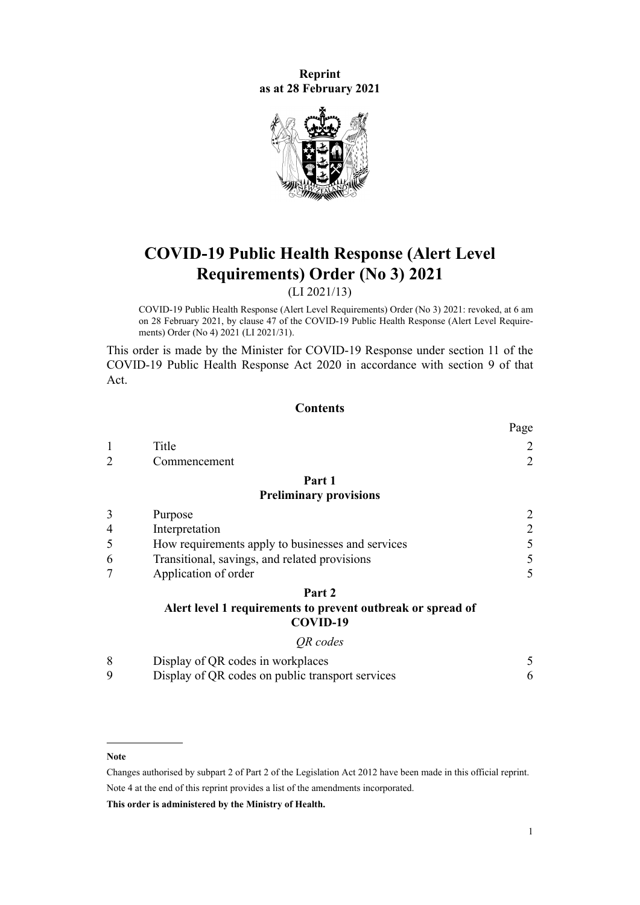**Reprint**
**as at 28 February 2021**

# COVID-19 Public Health Response (Alert Level Requirements) Order (No 3) 2021

(LI 2021/13)

COVID-19 Public Health Response (Alert Level Requirements) Order (No 3) 2021: revoked, at 6 am on 28 February 2021, by clause 47 of the COVID-19 Public Health Response (Alert Level Requirements) Order (No 4) 2021 (LI 2021/31).

This order is made by the Minister for COVID-19 Response under section 11 of the COVID-19 Public Health Response Act 2020 in accordance with section 9 of that Act.

## Contents

| | | Page |
|---|---|---|
| 1 | Title | 2 |
| 2 | Commencement | 2 |
| | **Part 1** **Preliminary provisions** | |
| 3 | Purpose | 2 |
| 4 | Interpretation | 2 |
| 5 | How requirements apply to businesses and services | 5 |
| 6 | Transitional, savings, and related provisions | 5 |
| 7 | Application of order | 5 |
| | **Part 2** **Alert level 1 requirements to prevent outbreak or spread of COVID-19** | |
| | *QR codes* | |
| 8 | Display of QR codes in workplaces | 5 |
| 9 | Display of QR codes on public transport services | 6 |

**Note**

Changes authorised by subpart 2 of Part 2 of the Legislation Act 2012 have been made in this official reprint.

Note 4 at the end of this reprint provides a list of the amendments incorporated.

**This order is administered by the Ministry of Health.**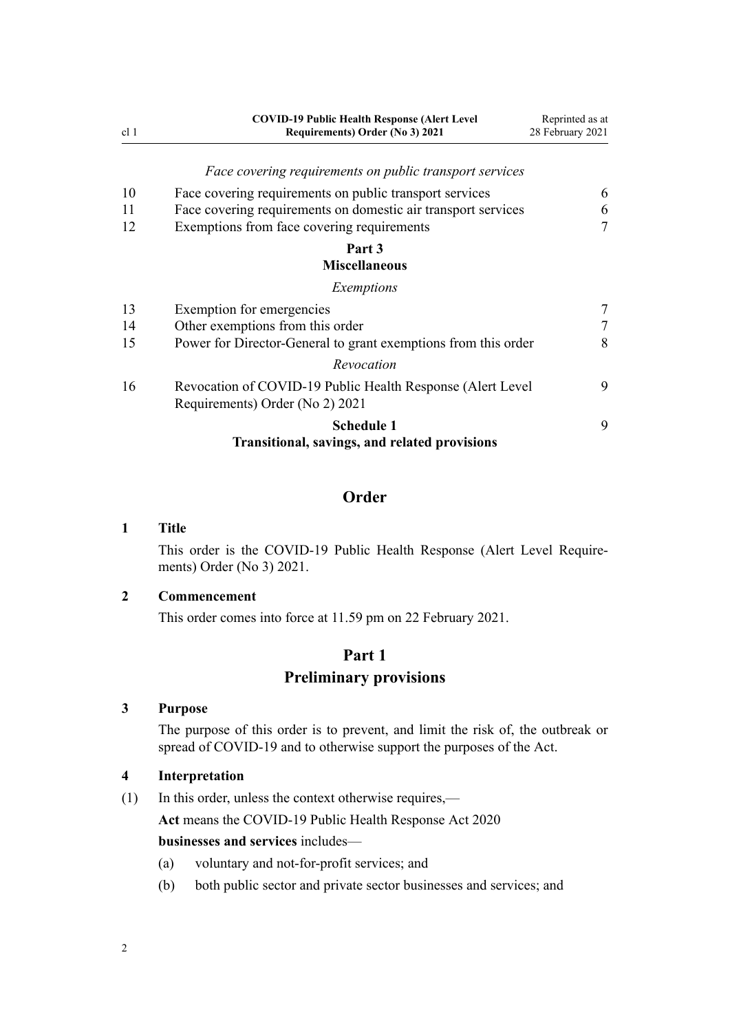*Face covering requirements on public transport services*

| | | |
|---|---|---|
| 10 | Face covering requirements on public transport services | 6 |
| 11 | Face covering requirements on domestic air transport services | 6 |
| 12 | Exemptions from face covering requirements | 7 |

**Part 3**
**Miscellaneous**

*Exemptions*

| | | |
|---|---|---|
| 13 | Exemption for emergencies | 7 |
| 14 | Other exemptions from this order | 7 |
| 15 | Power for Director-General to grant exemptions from this order | 8 |

*Revocation*

| | | |
|---|---|---|
| 16 | Revocation of COVID-19 Public Health Response (Alert Level Requirements) Order (No 2) 2021 | 9 |

**Schedule 1** — 9
**Transitional, savings, and related provisions**

## Order

### 1 Title

This order is the COVID-19 Public Health Response (Alert Level Requirements) Order (No 3) 2021.

### 2 Commencement

This order comes into force at 11.59 pm on 22 February 2021.

## Part 1
## Preliminary provisions

### 3 Purpose

The purpose of this order is to prevent, and limit the risk of, the outbreak or spread of COVID-19 and to otherwise support the purposes of the Act.

### 4 Interpretation

(1) In this order, unless the context otherwise requires,—

**Act** means the COVID-19 Public Health Response Act 2020

**businesses and services** includes—

(a) voluntary and not-for-profit services; and

(b) both public sector and private sector businesses and services; and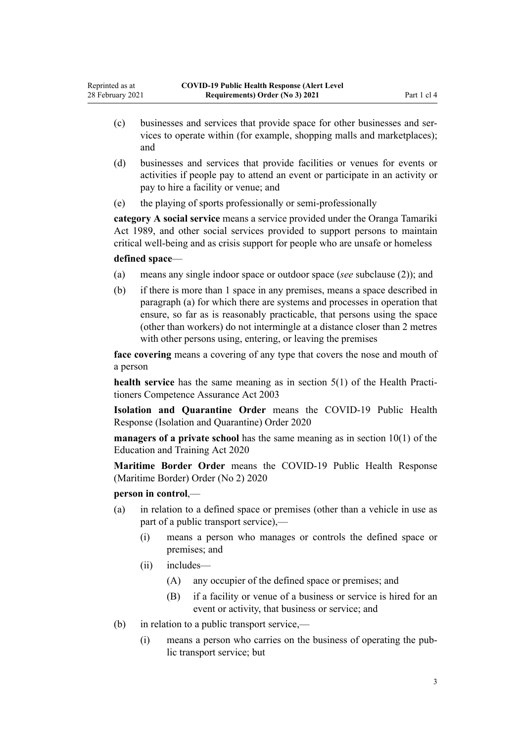(c) businesses and services that provide space for other businesses and services to operate within (for example, shopping malls and marketplaces); and

(d) businesses and services that provide facilities or venues for events or activities if people pay to attend an event or participate in an activity or pay to hire a facility or venue; and

(e) the playing of sports professionally or semi-professionally

**category A social service** means a service provided under the Oranga Tamariki Act 1989, and other social services provided to support persons to maintain critical well-being and as crisis support for people who are unsafe or homeless

**defined space**—

(a) means any single indoor space or outdoor space (*see* subclause (2)); and

(b) if there is more than 1 space in any premises, means a space described in paragraph (a) for which there are systems and processes in operation that ensure, so far as is reasonably practicable, that persons using the space (other than workers) do not intermingle at a distance closer than 2 metres with other persons using, entering, or leaving the premises

**face covering** means a covering of any type that covers the nose and mouth of a person

**health service** has the same meaning as in section 5(1) of the Health Practitioners Competence Assurance Act 2003

**Isolation and Quarantine Order** means the COVID-19 Public Health Response (Isolation and Quarantine) Order 2020

**managers of a private school** has the same meaning as in section 10(1) of the Education and Training Act 2020

**Maritime Border Order** means the COVID-19 Public Health Response (Maritime Border) Order (No 2) 2020

**person in control**,—

(a) in relation to a defined space or premises (other than a vehicle in use as part of a public transport service),—

  (i) means a person who manages or controls the defined space or premises; and

  (ii) includes—

    (A) any occupier of the defined space or premises; and

    (B) if a facility or venue of a business or service is hired for an event or activity, that business or service; and

(b) in relation to a public transport service,—

  (i) means a person who carries on the business of operating the public transport service; but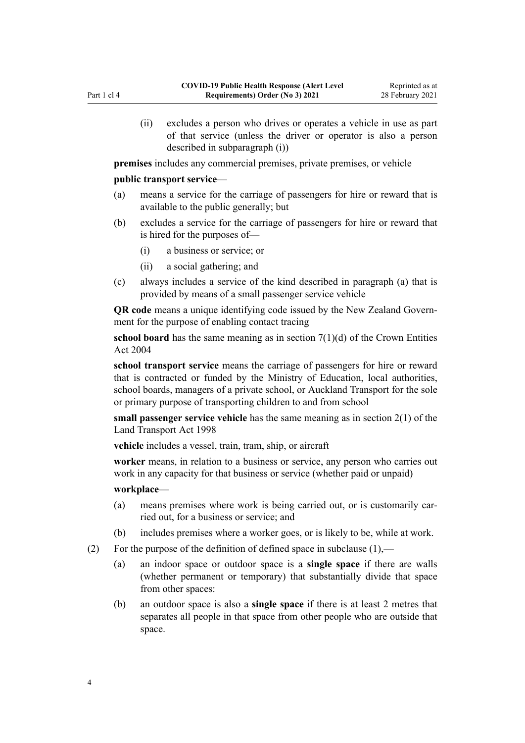(ii) excludes a person who drives or operates a vehicle in use as part of that service (unless the driver or operator is also a person described in subparagraph (i))

**premises** includes any commercial premises, private premises, or vehicle

**public transport service**—

(a) means a service for the carriage of passengers for hire or reward that is available to the public generally; but

(b) excludes a service for the carriage of passengers for hire or reward that is hired for the purposes of—

(i) a business or service; or

(ii) a social gathering; and

(c) always includes a service of the kind described in paragraph (a) that is provided by means of a small passenger service vehicle

**QR code** means a unique identifying code issued by the New Zealand Government for the purpose of enabling contact tracing

**school board** has the same meaning as in section 7(1)(d) of the Crown Entities Act 2004

**school transport service** means the carriage of passengers for hire or reward that is contracted or funded by the Ministry of Education, local authorities, school boards, managers of a private school, or Auckland Transport for the sole or primary purpose of transporting children to and from school

**small passenger service vehicle** has the same meaning as in section 2(1) of the Land Transport Act 1998

**vehicle** includes a vessel, train, tram, ship, or aircraft

**worker** means, in relation to a business or service, any person who carries out work in any capacity for that business or service (whether paid or unpaid)

**workplace**—

(a) means premises where work is being carried out, or is customarily carried out, for a business or service; and

(b) includes premises where a worker goes, or is likely to be, while at work.

(2) For the purpose of the definition of defined space in subclause (1),—

(a) an indoor space or outdoor space is a **single space** if there are walls (whether permanent or temporary) that substantially divide that space from other spaces:

(b) an outdoor space is also a **single space** if there is at least 2 metres that separates all people in that space from other people who are outside that space.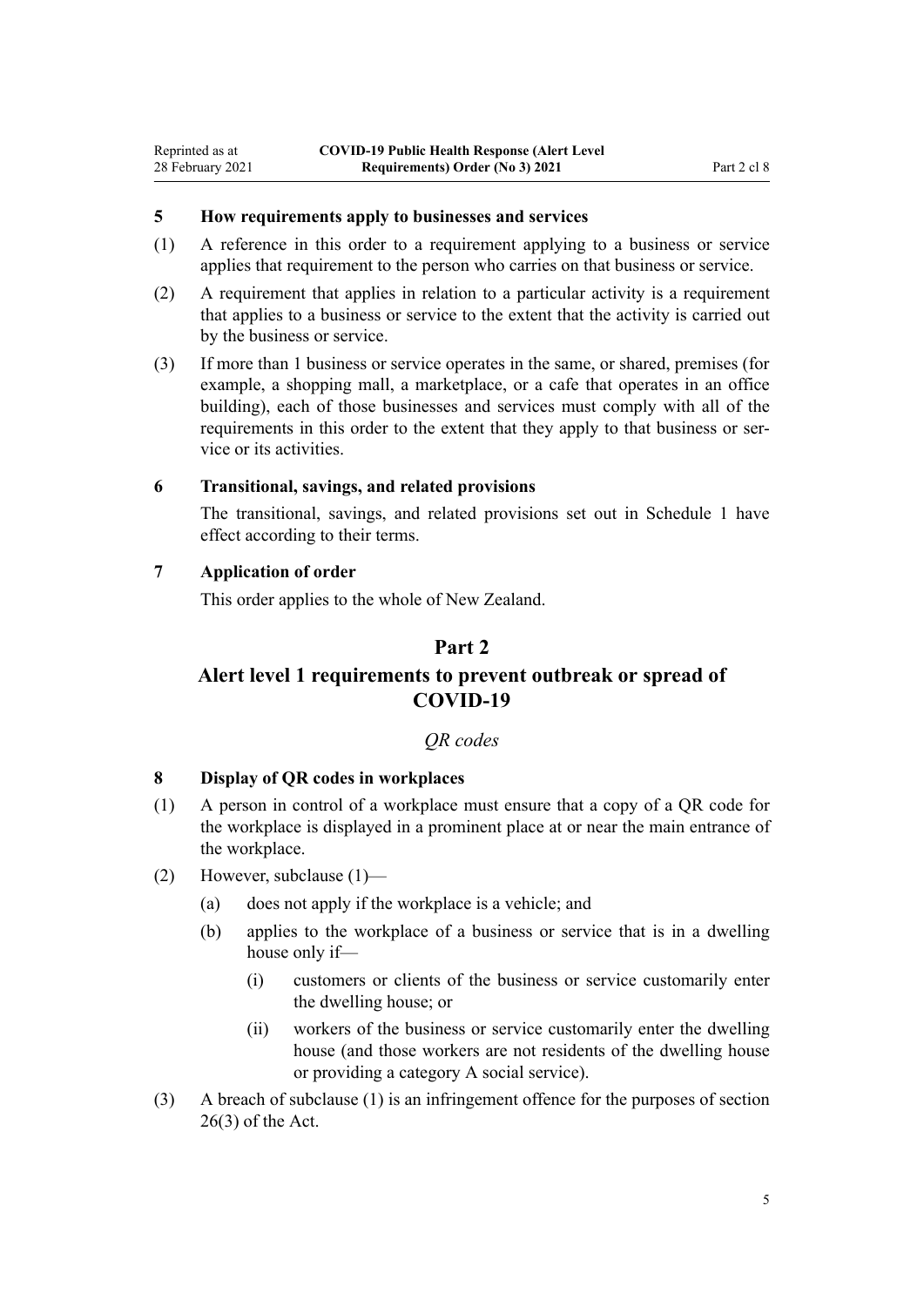**5 How requirements apply to businesses and services**

(1) A reference in this order to a requirement applying to a business or service applies that requirement to the person who carries on that business or service.

(2) A requirement that applies in relation to a particular activity is a requirement that applies to a business or service to the extent that the activity is carried out by the business or service.

(3) If more than 1 business or service operates in the same, or shared, premises (for example, a shopping mall, a marketplace, or a cafe that operates in an office building), each of those businesses and services must comply with all of the requirements in this order to the extent that they apply to that business or service or its activities.

**6 Transitional, savings, and related provisions**

The transitional, savings, and related provisions set out in Schedule 1 have effect according to their terms.

**7 Application of order**

This order applies to the whole of New Zealand.

## Part 2
## Alert level 1 requirements to prevent outbreak or spread of COVID-19

*QR codes*

**8 Display of QR codes in workplaces**

(1) A person in control of a workplace must ensure that a copy of a QR code for the workplace is displayed in a prominent place at or near the main entrance of the workplace.

(2) However, subclause (1)—

  (a) does not apply if the workplace is a vehicle; and

  (b) applies to the workplace of a business or service that is in a dwelling house only if—

    (i) customers or clients of the business or service customarily enter the dwelling house; or

    (ii) workers of the business or service customarily enter the dwelling house (and those workers are not residents of the dwelling house or providing a category A social service).

(3) A breach of subclause (1) is an infringement offence for the purposes of section 26(3) of the Act.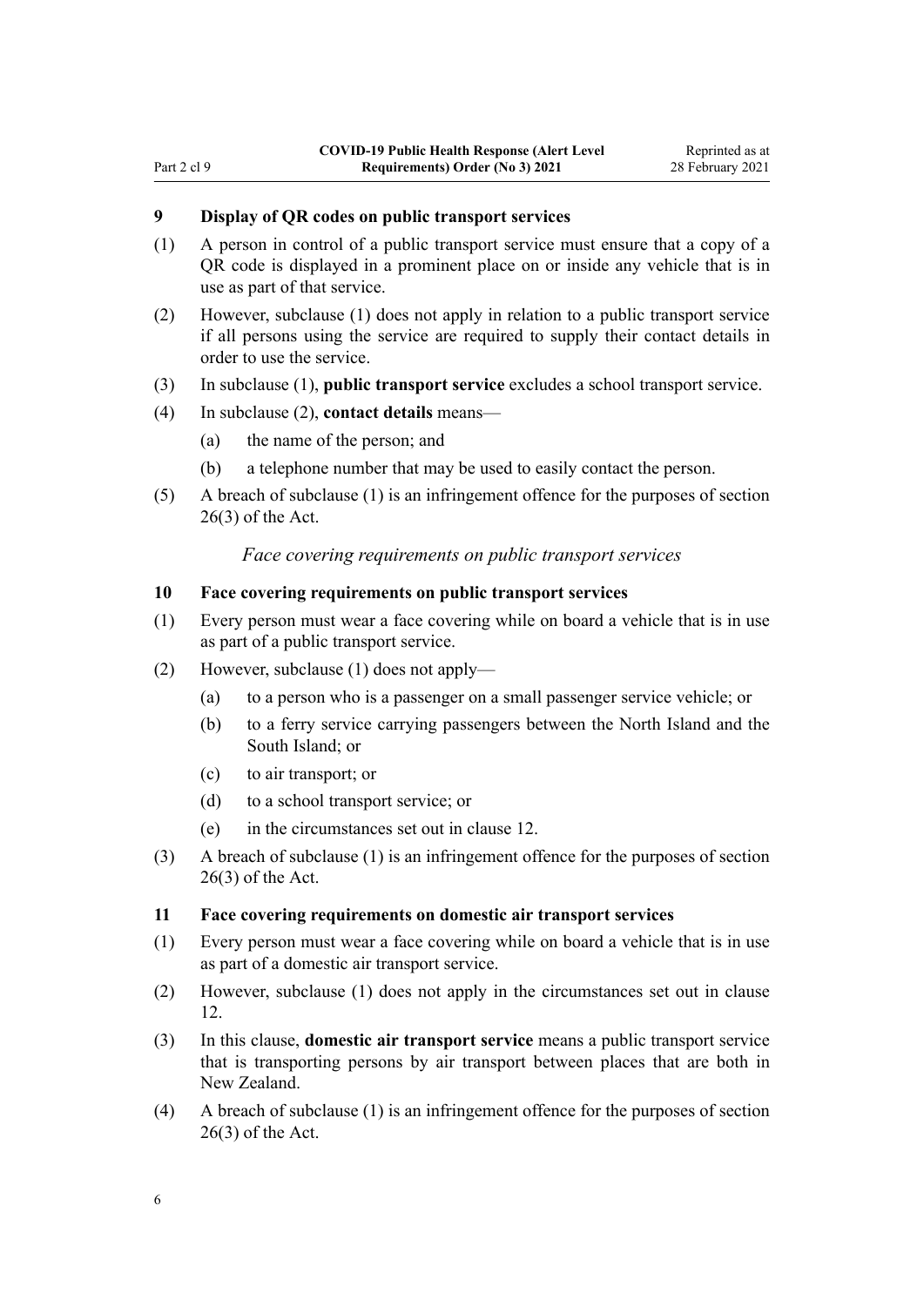### 9 Display of QR codes on public transport services

(1) A person in control of a public transport service must ensure that a copy of a QR code is displayed in a prominent place on or inside any vehicle that is in use as part of that service.

(2) However, subclause (1) does not apply in relation to a public transport service if all persons using the service are required to supply their contact details in order to use the service.

(3) In subclause (1), **public transport service** excludes a school transport service.

(4) In subclause (2), **contact details** means—

(a) the name of the person; and

(b) a telephone number that may be used to easily contact the person.

(5) A breach of subclause (1) is an infringement offence for the purposes of section 26(3) of the Act.

*Face covering requirements on public transport services*

### 10 Face covering requirements on public transport services

(1) Every person must wear a face covering while on board a vehicle that is in use as part of a public transport service.

(2) However, subclause (1) does not apply—

(a) to a person who is a passenger on a small passenger service vehicle; or

(b) to a ferry service carrying passengers between the North Island and the South Island; or

(c) to air transport; or

(d) to a school transport service; or

(e) in the circumstances set out in clause 12.

(3) A breach of subclause (1) is an infringement offence for the purposes of section 26(3) of the Act.

### 11 Face covering requirements on domestic air transport services

(1) Every person must wear a face covering while on board a vehicle that is in use as part of a domestic air transport service.

(2) However, subclause (1) does not apply in the circumstances set out in clause 12.

(3) In this clause, **domestic air transport service** means a public transport service that is transporting persons by air transport between places that are both in New Zealand.

(4) A breach of subclause (1) is an infringement offence for the purposes of section 26(3) of the Act.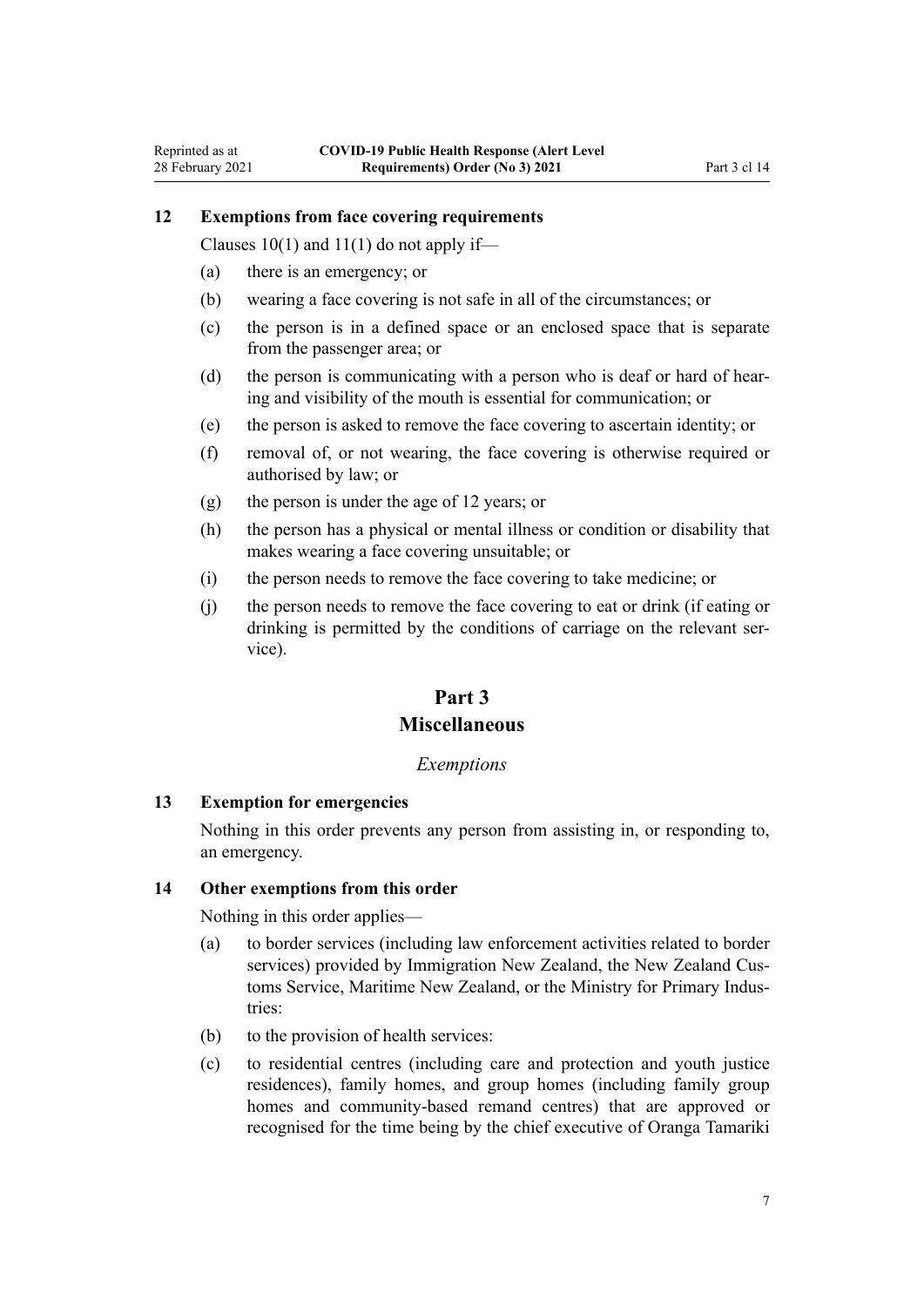### 12 Exemptions from face covering requirements

Clauses 10(1) and 11(1) do not apply if—

(a) there is an emergency; or

(b) wearing a face covering is not safe in all of the circumstances; or

(c) the person is in a defined space or an enclosed space that is separate from the passenger area; or

(d) the person is communicating with a person who is deaf or hard of hearing and visibility of the mouth is essential for communication; or

(e) the person is asked to remove the face covering to ascertain identity; or

(f) removal of, or not wearing, the face covering is otherwise required or authorised by law; or

(g) the person is under the age of 12 years; or

(h) the person has a physical or mental illness or condition or disability that makes wearing a face covering unsuitable; or

(i) the person needs to remove the face covering to take medicine; or

(j) the person needs to remove the face covering to eat or drink (if eating or drinking is permitted by the conditions of carriage on the relevant service).

## Part 3
## Miscellaneous

*Exemptions*

### 13 Exemption for emergencies

Nothing in this order prevents any person from assisting in, or responding to, an emergency.

### 14 Other exemptions from this order

Nothing in this order applies—

(a) to border services (including law enforcement activities related to border services) provided by Immigration New Zealand, the New Zealand Customs Service, Maritime New Zealand, or the Ministry for Primary Industries:

(b) to the provision of health services:

(c) to residential centres (including care and protection and youth justice residences), family homes, and group homes (including family group homes and community-based remand centres) that are approved or recognised for the time being by the chief executive of Oranga Tamariki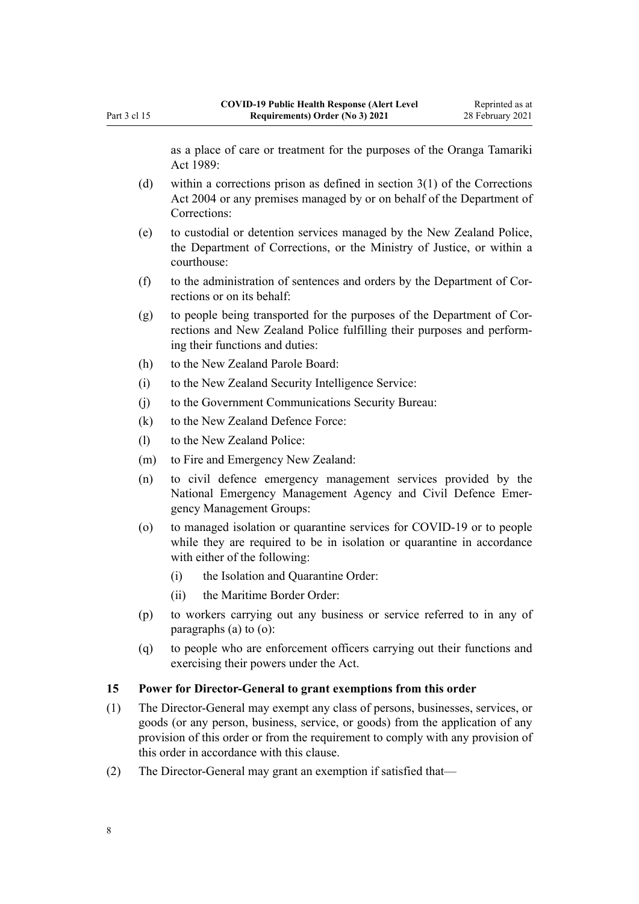as a place of care or treatment for the purposes of the Oranga Tamariki Act 1989:

(d) within a corrections prison as defined in section 3(1) of the Corrections Act 2004 or any premises managed by or on behalf of the Department of Corrections:

(e) to custodial or detention services managed by the New Zealand Police, the Department of Corrections, or the Ministry of Justice, or within a courthouse:

(f) to the administration of sentences and orders by the Department of Corrections or on its behalf:

(g) to people being transported for the purposes of the Department of Corrections and New Zealand Police fulfilling their purposes and performing their functions and duties:

(h) to the New Zealand Parole Board:

(i) to the New Zealand Security Intelligence Service:

(j) to the Government Communications Security Bureau:

(k) to the New Zealand Defence Force:

(l) to the New Zealand Police:

(m) to Fire and Emergency New Zealand:

(n) to civil defence emergency management services provided by the National Emergency Management Agency and Civil Defence Emergency Management Groups:

(o) to managed isolation or quarantine services for COVID-19 or to people while they are required to be in isolation or quarantine in accordance with either of the following:

  (i) the Isolation and Quarantine Order:

  (ii) the Maritime Border Order:

(p) to workers carrying out any business or service referred to in any of paragraphs (a) to (o):

(q) to people who are enforcement officers carrying out their functions and exercising their powers under the Act.

### 15 Power for Director-General to grant exemptions from this order

(1) The Director-General may exempt any class of persons, businesses, services, or goods (or any person, business, service, or goods) from the application of any provision of this order or from the requirement to comply with any provision of this order in accordance with this clause.

(2) The Director-General may grant an exemption if satisfied that—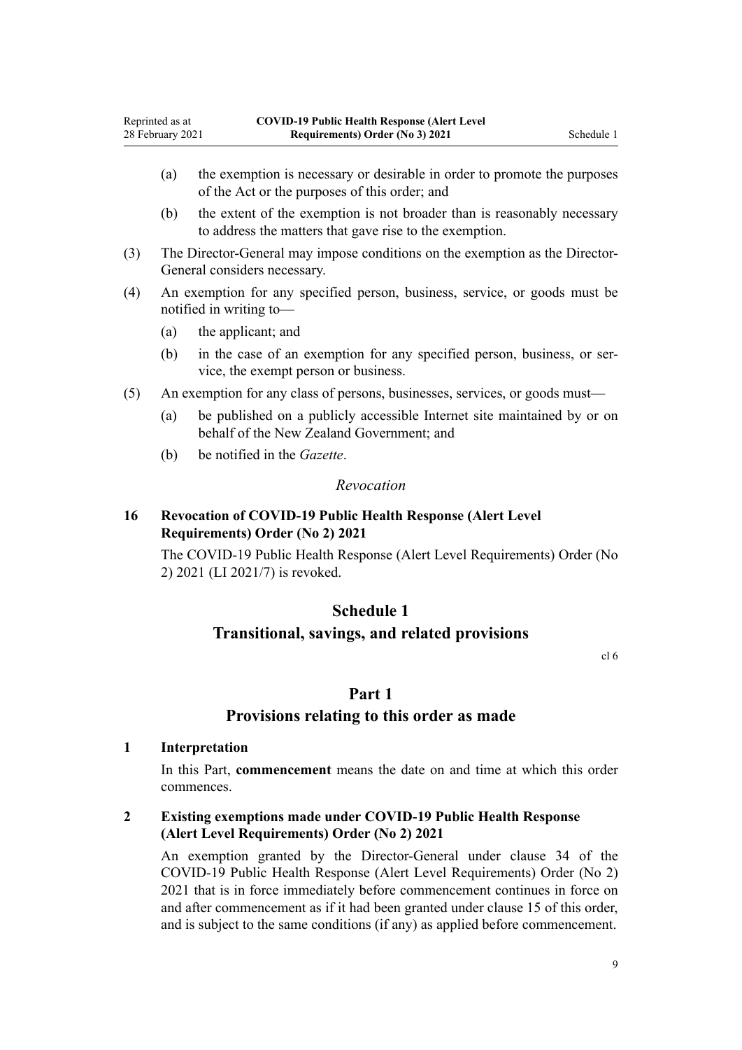(a) the exemption is necessary or desirable in order to promote the purposes of the Act or the purposes of this order; and

(b) the extent of the exemption is not broader than is reasonably necessary to address the matters that gave rise to the exemption.

(3) The Director-General may impose conditions on the exemption as the Director-General considers necessary.

(4) An exemption for any specified person, business, service, or goods must be notified in writing to—

(a) the applicant; and

(b) in the case of an exemption for any specified person, business, or service, the exempt person or business.

(5) An exemption for any class of persons, businesses, services, or goods must—

(a) be published on a publicly accessible Internet site maintained by or on behalf of the New Zealand Government; and

(b) be notified in the *Gazette*.

*Revocation*

**16 Revocation of COVID-19 Public Health Response (Alert Level Requirements) Order (No 2) 2021**

The COVID-19 Public Health Response (Alert Level Requirements) Order (No 2) 2021 (LI 2021/7) is revoked.

## Schedule 1
## Transitional, savings, and related provisions

cl 6

## Part 1
## Provisions relating to this order as made

**1 Interpretation**

In this Part, **commencement** means the date on and time at which this order commences.

**2 Existing exemptions made under COVID-19 Public Health Response (Alert Level Requirements) Order (No 2) 2021**

An exemption granted by the Director-General under clause 34 of the COVID-19 Public Health Response (Alert Level Requirements) Order (No 2) 2021 that is in force immediately before commencement continues in force on and after commencement as if it had been granted under clause 15 of this order, and is subject to the same conditions (if any) as applied before commencement.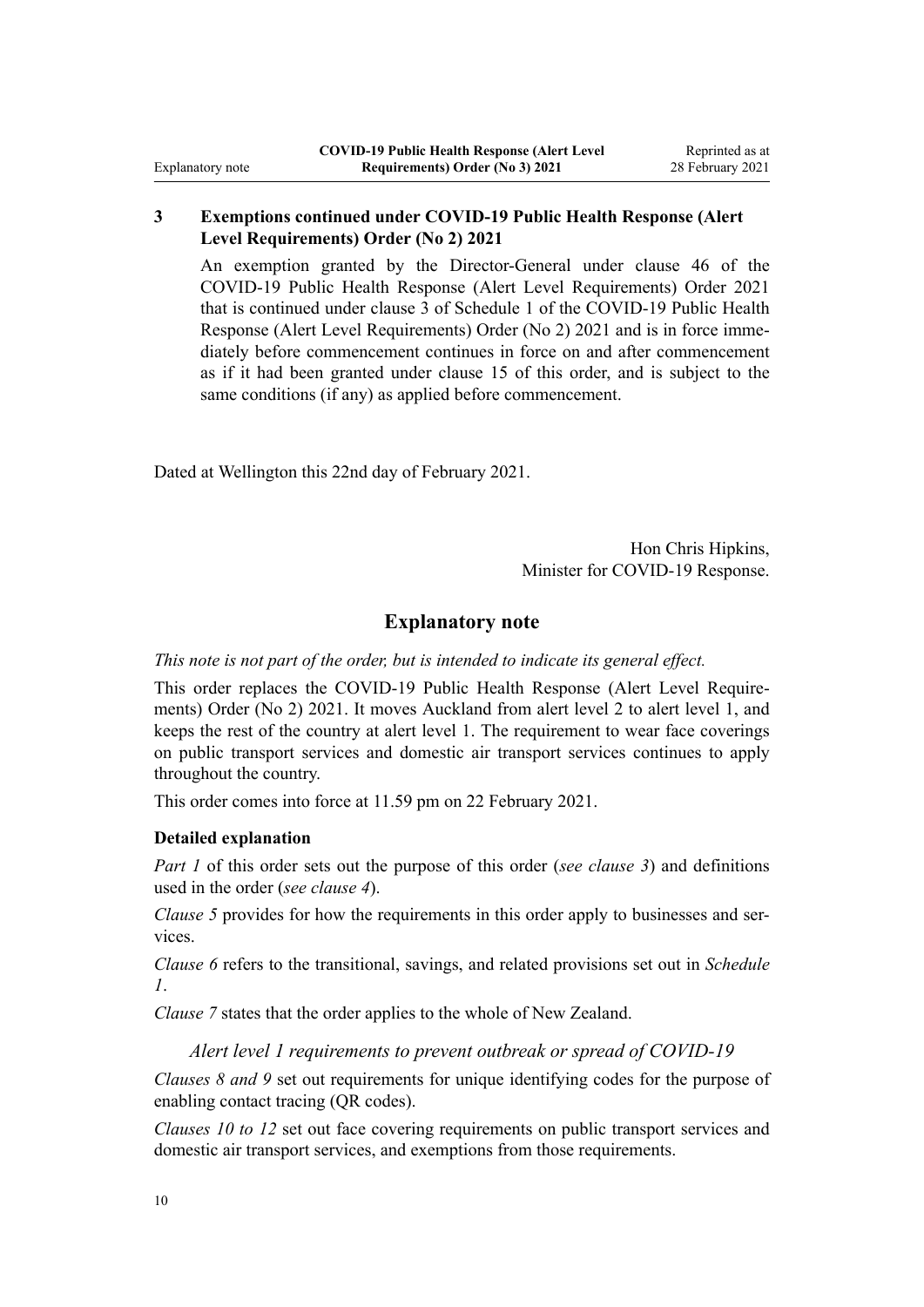### 3 Exemptions continued under COVID-19 Public Health Response (Alert Level Requirements) Order (No 2) 2021

An exemption granted by the Director-General under clause 46 of the COVID-19 Public Health Response (Alert Level Requirements) Order 2021 that is continued under clause 3 of Schedule 1 of the COVID-19 Public Health Response (Alert Level Requirements) Order (No 2) 2021 and is in force immediately before commencement continues in force on and after commencement as if it had been granted under clause 15 of this order, and is subject to the same conditions (if any) as applied before commencement.

Dated at Wellington this 22nd day of February 2021.

Hon Chris Hipkins,
Minister for COVID-19 Response.

## Explanatory note

*This note is not part of the order, but is intended to indicate its general effect.*

This order replaces the COVID-19 Public Health Response (Alert Level Requirements) Order (No 2) 2021. It moves Auckland from alert level 2 to alert level 1, and keeps the rest of the country at alert level 1. The requirement to wear face coverings on public transport services and domestic air transport services continues to apply throughout the country.

This order comes into force at 11.59 pm on 22 February 2021.

**Detailed explanation**

*Part 1* of this order sets out the purpose of this order (*see clause 3*) and definitions used in the order (*see clause 4*).

*Clause 5* provides for how the requirements in this order apply to businesses and services.

*Clause 6* refers to the transitional, savings, and related provisions set out in *Schedule 1*.

*Clause 7* states that the order applies to the whole of New Zealand.

*Alert level 1 requirements to prevent outbreak or spread of COVID-19*

*Clauses 8 and 9* set out requirements for unique identifying codes for the purpose of enabling contact tracing (QR codes).

*Clauses 10 to 12* set out face covering requirements on public transport services and domestic air transport services, and exemptions from those requirements.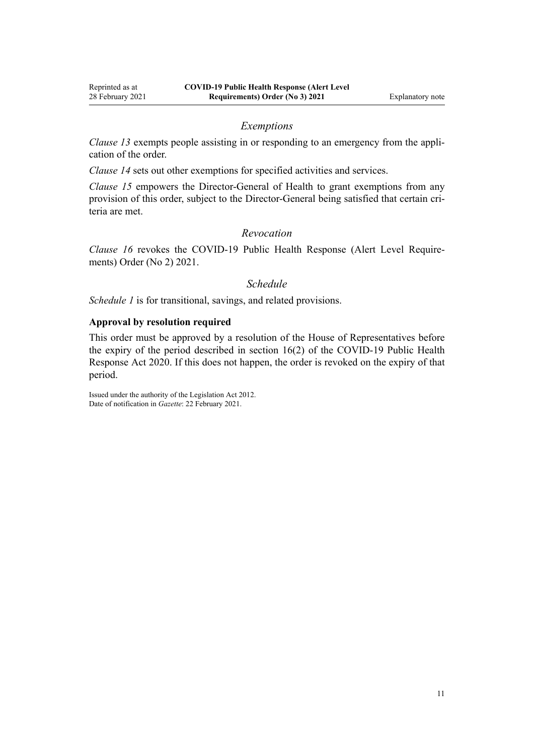### *Exemptions*

*Clause 13* exempts people assisting in or responding to an emergency from the application of the order.

*Clause 14* sets out other exemptions for specified activities and services.

*Clause 15* empowers the Director-General of Health to grant exemptions from any provision of this order, subject to the Director-General being satisfied that certain criteria are met.

### *Revocation*

*Clause 16* revokes the COVID-19 Public Health Response (Alert Level Requirements) Order (No 2) 2021.

### *Schedule*

*Schedule 1* is for transitional, savings, and related provisions.

**Approval by resolution required**

This order must be approved by a resolution of the House of Representatives before the expiry of the period described in section 16(2) of the COVID-19 Public Health Response Act 2020. If this does not happen, the order is revoked on the expiry of that period.

Issued under the authority of the Legislation Act 2012.
Date of notification in *Gazette*: 22 February 2021.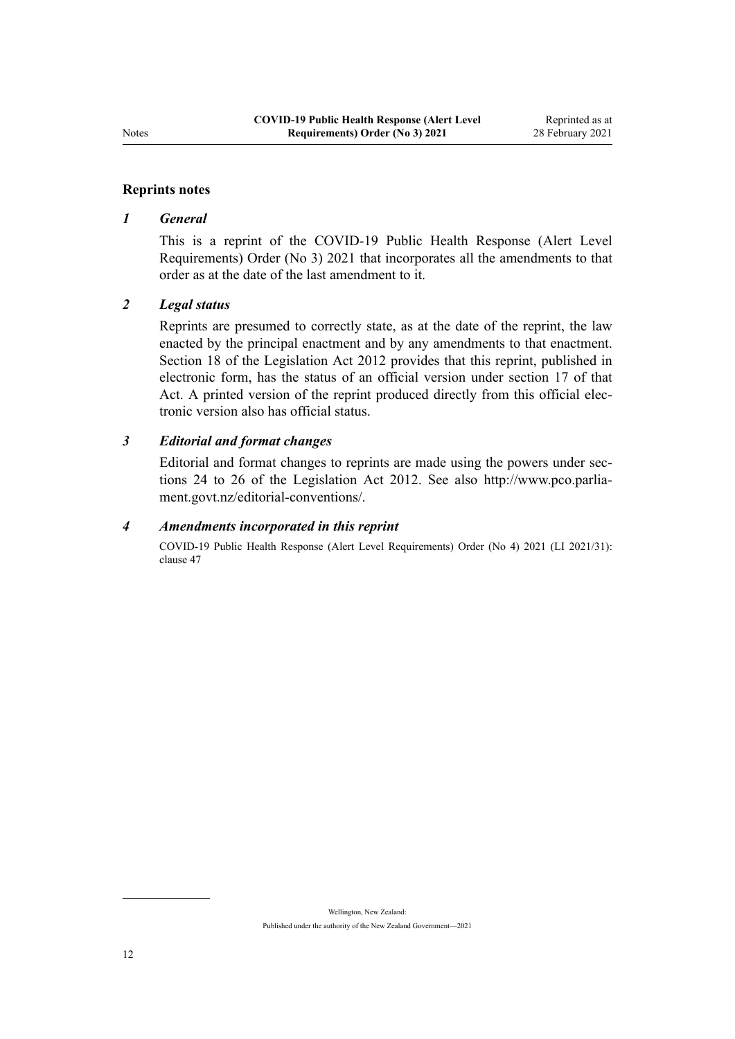## Reprints notes

### *1 General*

This is a reprint of the COVID-19 Public Health Response (Alert Level Requirements) Order (No 3) 2021 that incorporates all the amendments to that order as at the date of the last amendment to it.

### *2 Legal status*

Reprints are presumed to correctly state, as at the date of the reprint, the law enacted by the principal enactment and by any amendments to that enactment. Section 18 of the Legislation Act 2012 provides that this reprint, published in electronic form, has the status of an official version under section 17 of that Act. A printed version of the reprint produced directly from this official electronic version also has official status.

### *3 Editorial and format changes*

Editorial and format changes to reprints are made using the powers under sections 24 to 26 of the Legislation Act 2012. See also http://www.pco.parliament.govt.nz/editorial-conventions/.

### *4 Amendments incorporated in this reprint*

COVID-19 Public Health Response (Alert Level Requirements) Order (No 4) 2021 (LI 2021/31): clause 47

Wellington, New Zealand:

Published under the authority of the New Zealand Government—2021